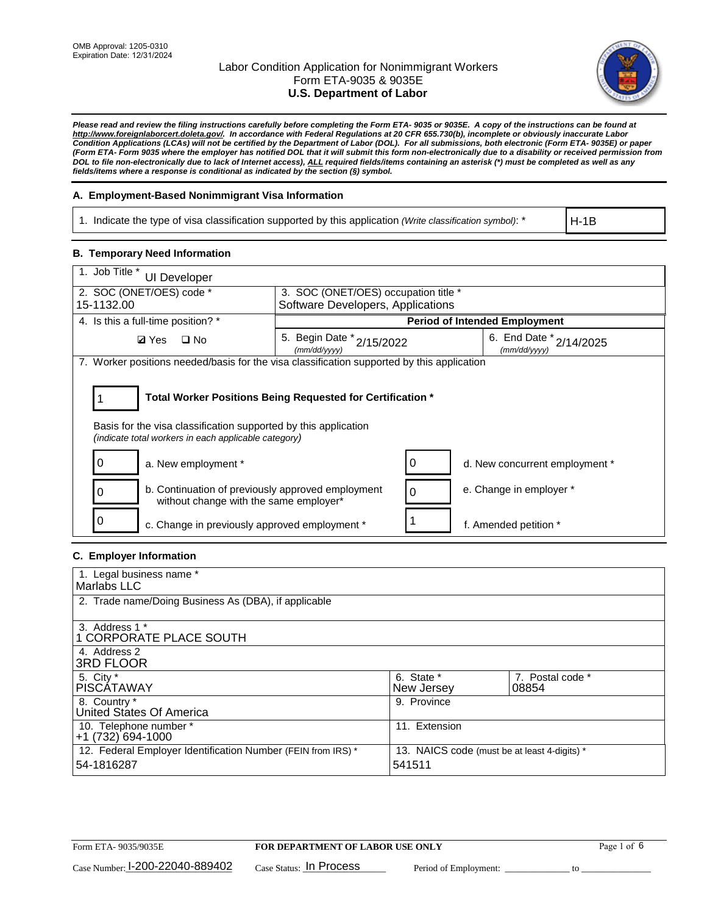OMB Approval: 1205-0310
Expiration Date: 12/31/2024

# Labor Condition Application for Nonimmigrant Workers
## Form ETA-9035 & 9035E
## U.S. Department of Labor

***Please read and review the filing instructions carefully before completing the Form ETA- 9035 or 9035E. A copy of the instructions can be found at http://www.foreignlaborcert.doleta.gov/. In accordance with Federal Regulations at 20 CFR 655.730(b), incomplete or obviously inaccurate Labor Condition Applications (LCAs) will not be certified by the Department of Labor (DOL). For all submissions, both electronic (Form ETA- 9035E) or paper (Form ETA- Form 9035 where the employer has notified DOL that it will submit this form non-electronically due to a disability or received permission from DOL to file non-electronically due to lack of Internet access), ALL required fields/items containing an asterisk (*) must be completed as well as any fields/items where a response is conditional as indicated by the section (§) symbol.***

### A. Employment-Based Nonimmigrant Visa Information

| 1. Indicate the type of visa classification supported by this application *(Write classification symbol)*: * | H-1B |
|---|---|

### B. Temporary Need Information

| 1. Job Title * UI Developer | | |
|---|---|---|
| 2. SOC (ONET/OES) code * 15-1132.00 | 3. SOC (ONET/OES) occupation title * Software Developers, Applications | |
| 4. Is this a full-time position? * | **Period of Intended Employment** | |
| ☑ Yes ☐ No | 5. Begin Date * (mm/dd/yyyy) 2/15/2022 | 6. End Date * (mm/dd/yyyy) 2/14/2025 |

7. Worker positions needed/basis for the visa classification supported by this application

1 — **Total Worker Positions Being Requested for Certification ***

Basis for the visa classification supported by this application
*(indicate total workers in each applicable category)*

| Count | Category | Count | Category |
|---|---|---|---|
| 0 | a. New employment * | 0 | d. New concurrent employment * |
| 0 | b. Continuation of previously approved employment without change with the same employer* | 0 | e. Change in employer * |
| 0 | c. Change in previously approved employment * | 1 | f. Amended petition * |

### C. Employer Information

| 1. Legal business name * Marlabs LLC | | |
|---|---|---|
| 2. Trade name/Doing Business As (DBA), if applicable | | |
| 3. Address 1 * 1 CORPORATE PLACE SOUTH | | |
| 4. Address 2 3RD FLOOR | | |
| 5. City * PISCATAWAY | 6. State * New Jersey | 7. Postal code * 08854 |
| 8. Country * United States Of America | 9. Province | |
| 10. Telephone number * +1 (732) 694-1000 | 11. Extension | |
| 12. Federal Employer Identification Number (FEIN from IRS) * 54-1816287 | 13. NAICS code (must be at least 4-digits) * 541511 | |

Form ETA- 9035/9035E — **FOR DEPARTMENT OF LABOR USE ONLY**

Case Number: I-200-22040-889402 Case Status: In Process Period of Employment: _____________ to _____________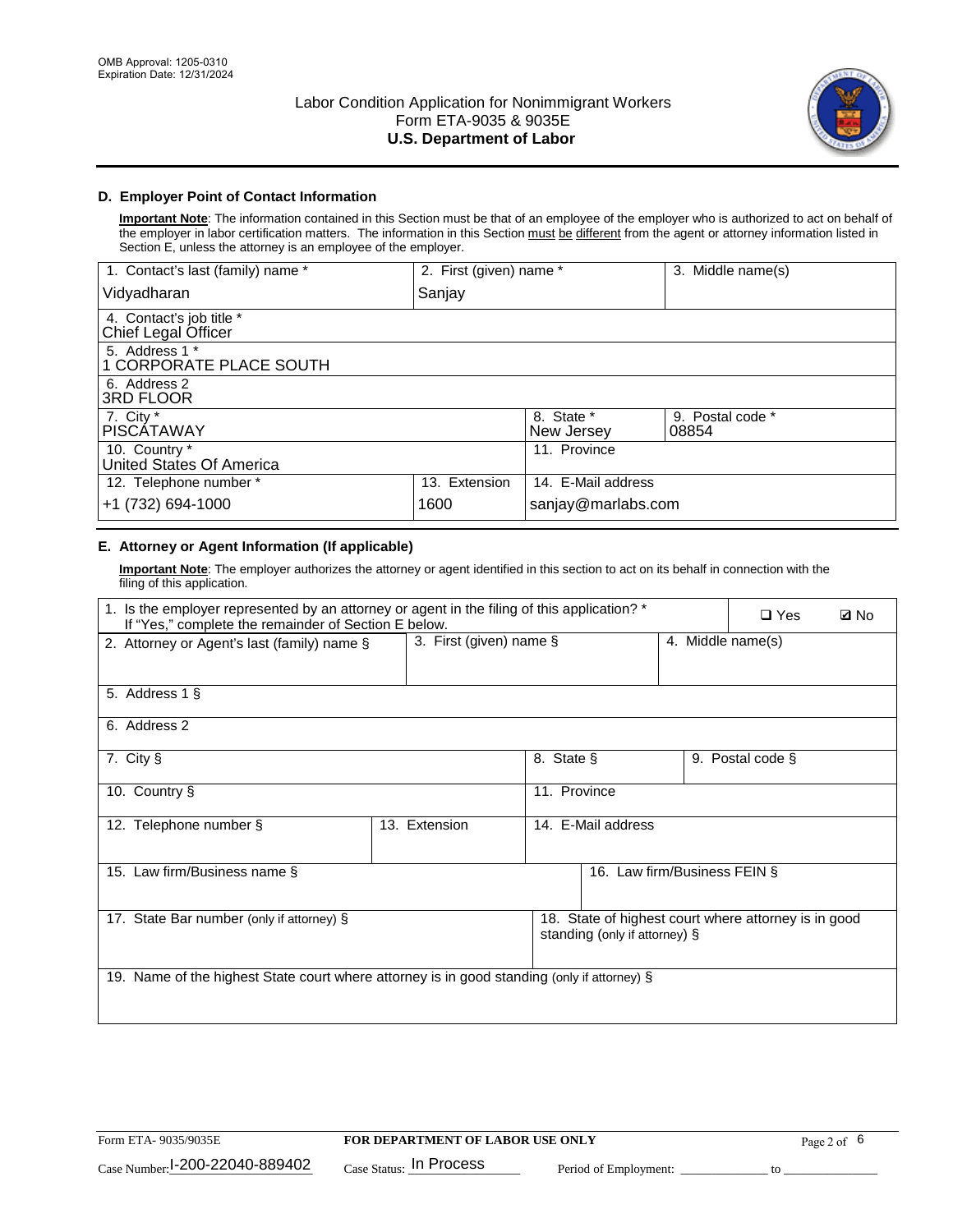OMB Approval: 1205-0310
Expiration Date: 12/31/2024

# Labor Condition Application for Nonimmigrant Workers
## Form ETA-9035 & 9035E
## U.S. Department of Labor

### D. Employer Point of Contact Information

**Important Note**: The information contained in this Section must be that of an employee of the employer who is authorized to act on behalf of the employer in labor certification matters. The information in this Section must be different from the agent or attorney information listed in Section E, unless the attorney is an employee of the employer.

| 1. Contact's last (family) name * | 2. First (given) name * | 3. Middle name(s) |
|---|---|---|
| Vidyadharan | Sanjay | |

| 4. Contact's job title * |
|---|
| Chief Legal Officer |

| 5. Address 1 * |
|---|
| 1 CORPORATE PLACE SOUTH |

| 6. Address 2 |
|---|
| 3RD FLOOR |

| 7. City * | 8. State * | 9. Postal code * |
|---|---|---|
| PISCATAWAY | New Jersey | 08854 |

| 10. Country * | 11. Province |
|---|---|
| United States Of America | |

| 12. Telephone number * | 13. Extension | 14. E-Mail address |
|---|---|---|
| +1 (732) 694-1000 | 1600 | sanjay@marlabs.com |

### E. Attorney or Agent Information (If applicable)

**Important Note**: The employer authorizes the attorney or agent identified in this section to act on its behalf in connection with the filing of this application.

| 1. Is the employer represented by an attorney or agent in the filing of this application? * If "Yes," complete the remainder of Section E below. | ❑ Yes | ☑ No |
|---|---|---|

| 2. Attorney or Agent's last (family) name § | 3. First (given) name § | 4. Middle name(s) |
|---|---|---|
| | | |

| 5. Address 1 § |
|---|
| |

| 6. Address 2 |
|---|
| |

| 7. City § | 8. State § | 9. Postal code § |
|---|---|---|
| | | |

| 10. Country § | 11. Province |
|---|---|
| | |

| 12. Telephone number § | 13. Extension | 14. E-Mail address |
|---|---|---|
| | | |

| 15. Law firm/Business name § | 16. Law firm/Business FEIN § |
|---|---|
| | |

| 17. State Bar number (only if attorney) § | 18. State of highest court where attorney is in good standing (only if attorney) § |
|---|---|
| | |

| 19. Name of the highest State court where attorney is in good standing (only if attorney) § |
|---|
| |

Form ETA- 9035/9035E | FOR DEPARTMENT OF LABOR USE ONLY

Case Number: I-200-22040-889402 Case Status: In Process Period of Employment: _____________ to _______________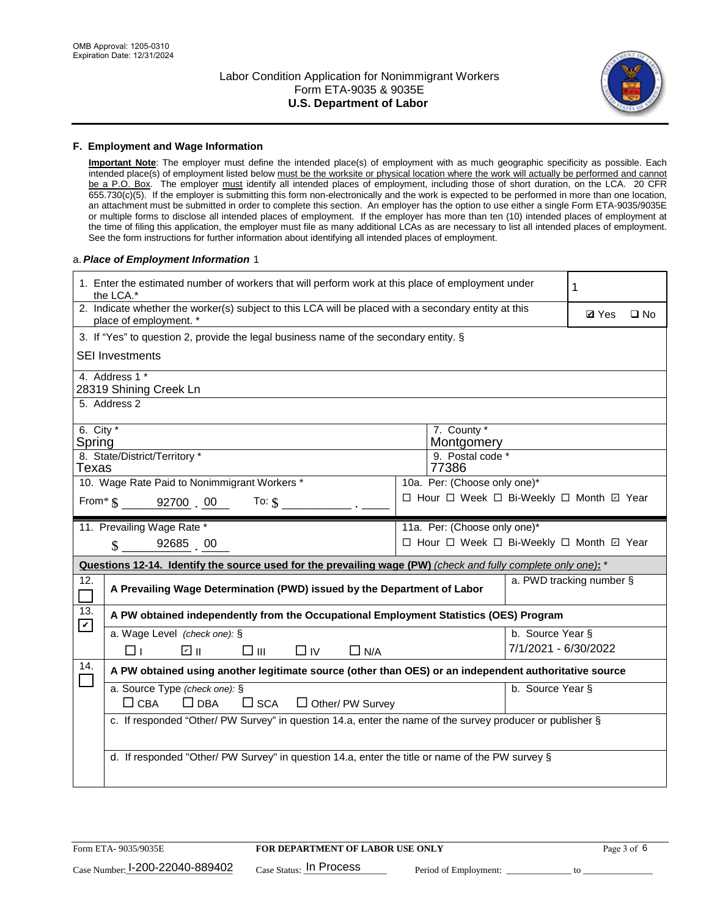OMB Approval: 1205-0310
Expiration Date: 12/31/2024

# Labor Condition Application for Nonimmigrant Workers
## Form ETA-9035 & 9035E
## U.S. Department of Labor

### F. Employment and Wage Information

**Important Note**: The employer must define the intended place(s) of employment with as much geographic specificity as possible. Each intended place(s) of employment listed below must be the worksite or physical location where the work will actually be performed and cannot be a P.O. Box. The employer must identify all intended places of employment, including those of short duration, on the LCA. 20 CFR 655.730(c)(5). If the employer is submitting this form non-electronically and the work is expected to be performed in more than one location, an attachment must be submitted in order to complete this section. An employer has the option to use either a single Form ETA-9035/9035E or multiple forms to disclose all intended places of employment. If the employer has more than ten (10) intended places of employment at the time of filing this application, the employer must file as many additional LCAs as are necessary to list all intended places of employment. See the form instructions for further information about identifying all intended places of employment.

a. ***Place of Employment Information*** 1

| | |
|---|---|
| 1. Enter the estimated number of workers that will perform work at this place of employment under the LCA.* | 1 |
| 2. Indicate whether the worker(s) subject to this LCA will be placed with a secondary entity at this place of employment. * | ☑ Yes ☐ No |
| 3. If "Yes" to question 2, provide the legal business name of the secondary entity. § SEI Investments | |
| 4. Address 1 * 28319 Shining Creek Ln | |
| 5. Address 2 | |
| 6. City * Spring | 7. County * Montgomery |
| 8. State/District/Territory * Texas | 9. Postal code * 77386 |
| 10. Wage Rate Paid to Nonimmigrant Workers * From* $ 92700 . 00 To: $ ______ . ____ | 10a. Per: (Choose only one)* ☐ Hour ☐ Week ☐ Bi-Weekly ☐ Month ☑ Year |
| 11. Prevailing Wage Rate * $ 92685 . 00 | 11a. Per: (Choose only one)* ☐ Hour ☐ Week ☐ Bi-Weekly ☐ Month ☑ Year |

**Questions 12-14. Identify the source used for the prevailing wage (PW)** *(check and fully complete only one)*: *

| | | |
|---|---|---|
| 12. ☐ | **A Prevailing Wage Determination (PWD) issued by the Department of Labor** | a. PWD tracking number § |
| 13. ☑ | **A PW obtained independently from the Occupational Employment Statistics (OES) Program** | |
| | a. Wage Level *(check one)*: § ☐ I ☑ II ☐ III ☐ IV ☐ N/A | b. Source Year § 7/1/2021 - 6/30/2022 |
| 14. ☐ | **A PW obtained using another legitimate source (other than OES) or an independent authoritative source** | |
| | a. Source Type *(check one)*: § ☐ CBA ☐ DBA ☐ SCA ☐ Other/ PW Survey | b. Source Year § |
| | c. If responded "Other/ PW Survey" in question 14.a, enter the name of the survey producer or publisher § | |
| | d. If responded "Other/ PW Survey" in question 14.a, enter the title or name of the PW survey § | |

Form ETA- 9035/9035E | **FOR DEPARTMENT OF LABOR USE ONLY**

Case Number: I-200-22040-889402 Case Status: In Process Period of Employment: ____________ to ____________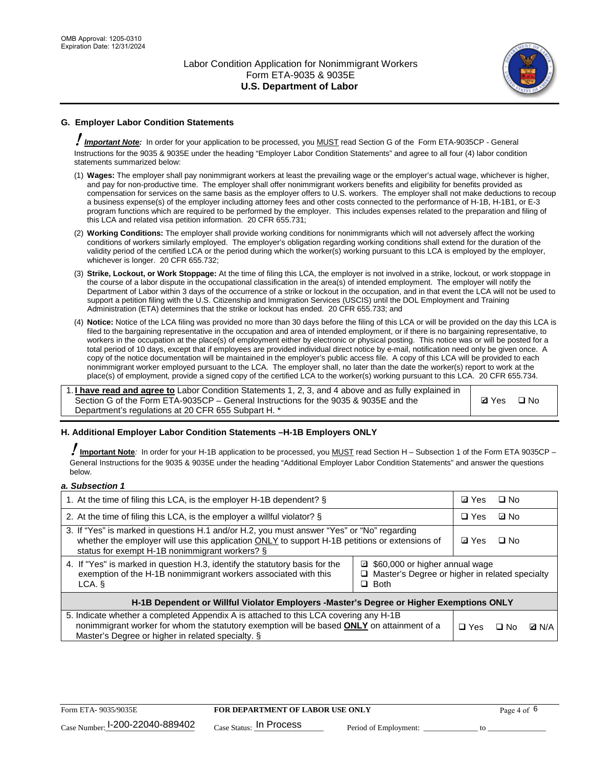OMB Approval: 1205-0310
Expiration Date: 12/31/2024

# Labor Condition Application for Nonimmigrant Workers
Form ETA-9035 & 9035E
**U.S. Department of Labor**

## G. Employer Labor Condition Statements

! ***Important Note:*** In order for your application to be processed, you MUST read Section G of the Form ETA-9035CP - General Instructions for the 9035 & 9035E under the heading "Employer Labor Condition Statements" and agree to all four (4) labor condition statements summarized below:

(1) **Wages:** The employer shall pay nonimmigrant workers at least the prevailing wage or the employer's actual wage, whichever is higher, and pay for non-productive time. The employer shall offer nonimmigrant workers benefits and eligibility for benefits provided as compensation for services on the same basis as the employer offers to U.S. workers. The employer shall not make deductions to recoup a business expense(s) of the employer including attorney fees and other costs connected to the performance of H-1B, H-1B1, or E-3 program functions which are required to be performed by the employer. This includes expenses related to the preparation and filing of this LCA and related visa petition information. 20 CFR 655.731;

(2) **Working Conditions:** The employer shall provide working conditions for nonimmigrants which will not adversely affect the working conditions of workers similarly employed. The employer's obligation regarding working conditions shall extend for the duration of the validity period of the certified LCA or the period during which the worker(s) working pursuant to this LCA is employed by the employer, whichever is longer. 20 CFR 655.732;

(3) **Strike, Lockout, or Work Stoppage:** At the time of filing this LCA, the employer is not involved in a strike, lockout, or work stoppage in the course of a labor dispute in the occupational classification in the area(s) of intended employment. The employer will notify the Department of Labor within 3 days of the occurrence of a strike or lockout in the occupation, and in that event the LCA will not be used to support a petition filing with the U.S. Citizenship and Immigration Services (USCIS) until the DOL Employment and Training Administration (ETA) determines that the strike or lockout has ended. 20 CFR 655.733; and

(4) **Notice:** Notice of the LCA filing was provided no more than 30 days before the filing of this LCA or will be provided on the day this LCA is filed to the bargaining representative in the occupation and area of intended employment, or if there is no bargaining representative, to workers in the occupation at the place(s) of employment either by electronic or physical posting. This notice was or will be posted for a total period of 10 days, except that if employees are provided individual direct notice by e-mail, notification need only be given once. A copy of the notice documentation will be maintained in the employer's public access file. A copy of this LCA will be provided to each nonimmigrant worker employed pursuant to the LCA. The employer shall, no later than the date the worker(s) report to work at the place(s) of employment, provide a signed copy of the certified LCA to the worker(s) working pursuant to this LCA. 20 CFR 655.734.

| | |
|---|---|
| 1. **I have read and agree to** Labor Condition Statements 1, 2, 3, and 4 above and as fully explained in Section G of the Form ETA-9035CP – General Instructions for the 9035 & 9035E and the Department's regulations at 20 CFR 655 Subpart H. * | ☑ Yes ☐ No |

## H. Additional Employer Labor Condition Statements –H-1B Employers ONLY

! **Important Note***:* In order for your H-1B application to be processed, you MUST read Section H – Subsection 1 of the Form ETA 9035CP – General Instructions for the 9035 & 9035E under the heading "Additional Employer Labor Condition Statements" and answer the questions below.

***a. Subsection 1***

| | |
|---|---|
| 1. At the time of filing this LCA, is the employer H-1B dependent? § | ☑ Yes ☐ No |
| 2. At the time of filing this LCA, is the employer a willful violator? § | ☐ Yes ☑ No |
| 3. If "Yes" is marked in questions H.1 and/or H.2, you must answer "Yes" or "No" regarding whether the employer will use this application ONLY to support H-1B petitions or extensions of status for exempt H-1B nonimmigrant workers? § | ☑ Yes ☐ No |
| 4. If "Yes" is marked in question H.3, identify the statutory basis for the exemption of the H-1B nonimmigrant workers associated with this LCA. § | ☑ $60,000 or higher annual wage<br>☐ Master's Degree or higher in related specialty<br>☐ Both |
| **H-1B Dependent or Willful Violator Employers -Master's Degree or Higher Exemptions ONLY** | |
| 5. Indicate whether a completed Appendix A is attached to this LCA covering any H-1B nonimmigrant worker for whom the statutory exemption will be based **ONLY** on attainment of a Master's Degree or higher in related specialty. § | ☐ Yes ☐ No ☑ N/A |

Form ETA- 9035/9035E | **FOR DEPARTMENT OF LABOR USE ONLY**

Case Number: I-200-22040-889402 | Case Status: In Process | Period of Employment: _____________ to _____________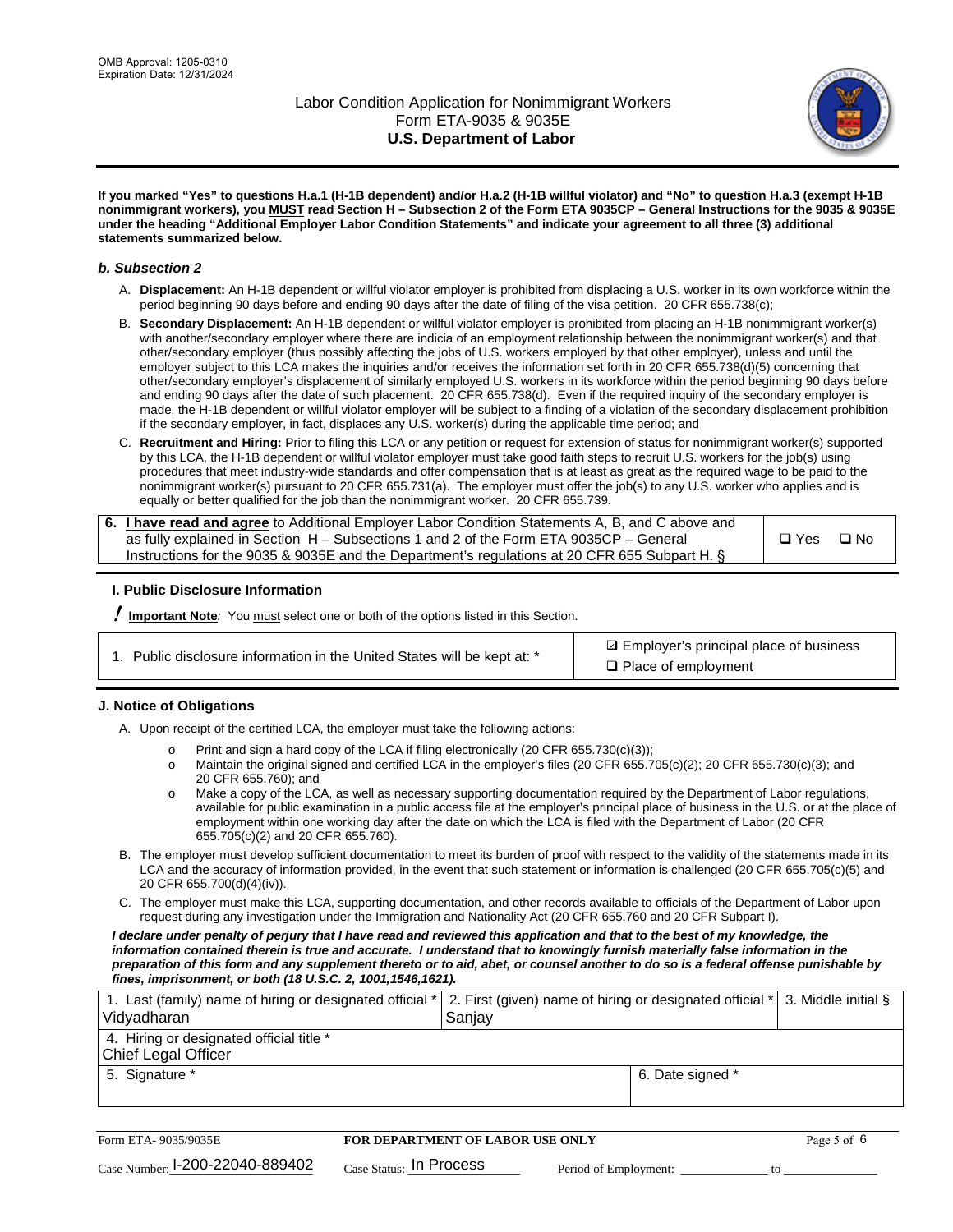**If you marked "Yes" to questions H.a.1 (H-1B dependent) and/or H.a.2 (H-1B willful violator) and "No" to question H.a.3 (exempt H-1B nonimmigrant workers), you MUST read Section H – Subsection 2 of the Form ETA 9035CP – General Instructions for the 9035 & 9035E under the heading "Additional Employer Labor Condition Statements" and indicate your agreement to all three (3) additional statements summarized below.**

### *b. Subsection 2*

A. **Displacement:** An H-1B dependent or willful violator employer is prohibited from displacing a U.S. worker in its own workforce within the period beginning 90 days before and ending 90 days after the date of filing of the visa petition. 20 CFR 655.738(c);

B. **Secondary Displacement:** An H-1B dependent or willful violator employer is prohibited from placing an H-1B nonimmigrant worker(s) with another/secondary employer where there are indicia of an employment relationship between the nonimmigrant worker(s) and that other/secondary employer (thus possibly affecting the jobs of U.S. workers employed by that other employer), unless and until the employer subject to this LCA makes the inquiries and/or receives the information set forth in 20 CFR 655.738(d)(5) concerning that other/secondary employer's displacement of similarly employed U.S. workers in its workforce within the period beginning 90 days before and ending 90 days after the date of such placement. 20 CFR 655.738(d). Even if the required inquiry of the secondary employer is made, the H-1B dependent or willful violator employer will be subject to a finding of a violation of the secondary displacement prohibition if the secondary employer, in fact, displaces any U.S. worker(s) during the applicable time period; and

C. **Recruitment and Hiring:** Prior to filing this LCA or any petition or request for extension of status for nonimmigrant worker(s) supported by this LCA, the H-1B dependent or willful violator employer must take good faith steps to recruit U.S. workers for the job(s) using procedures that meet industry-wide standards and offer compensation that is at least as great as the required wage to be paid to the nonimmigrant worker(s) pursuant to 20 CFR 655.731(a). The employer must offer the job(s) to any U.S. worker who applies and is equally or better qualified for the job than the nonimmigrant worker. 20 CFR 655.739.

| 6. **I have read and agree** to Additional Employer Labor Condition Statements A, B, and C above and as fully explained in Section H – Subsections 1 and 2 of the Form ETA 9035CP – General Instructions for the 9035 & 9035E and the Department's regulations at 20 CFR 655 Subpart H. § | ❑ Yes ❑ No |
|---|---|

### I. Public Disclosure Information

**! Important Note**: You must select one or both of the options listed in this Section.

| 1. Public disclosure information in the United States will be kept at: * | ☑ Employer's principal place of business<br>❑ Place of employment |
|---|---|

### J. Notice of Obligations

A. Upon receipt of the certified LCA, the employer must take the following actions:

- o Print and sign a hard copy of the LCA if filing electronically (20 CFR 655.730(c)(3));
- o Maintain the original signed and certified LCA in the employer's files (20 CFR 655.705(c)(2); 20 CFR 655.730(c)(3); and 20 CFR 655.760); and
- o Make a copy of the LCA, as well as necessary supporting documentation required by the Department of Labor regulations, available for public examination in a public access file at the employer's principal place of business in the U.S. or at the place of employment within one working day after the date on which the LCA is filed with the Department of Labor (20 CFR 655.705(c)(2) and 20 CFR 655.760).

B. The employer must develop sufficient documentation to meet its burden of proof with respect to the validity of the statements made in its LCA and the accuracy of information provided, in the event that such statement or information is challenged (20 CFR 655.705(c)(5) and 20 CFR 655.700(d)(4)(iv)).

C. The employer must make this LCA, supporting documentation, and other records available to officials of the Department of Labor upon request during any investigation under the Immigration and Nationality Act (20 CFR 655.760 and 20 CFR Subpart I).

***I declare under penalty of perjury that I have read and reviewed this application and that to the best of my knowledge, the information contained therein is true and accurate. I understand that to knowingly furnish materially false information in the preparation of this form and any supplement thereto or to aid, abet, or counsel another to do so is a federal offense punishable by fines, imprisonment, or both (18 U.S.C. 2, 1001,1546,1621).***

| 1. Last (family) name of hiring or designated official * Vidyadharan | 2. First (given) name of hiring or designated official * Sanjay | 3. Middle initial § |
|---|---|---|
| 4. Hiring or designated official title * Chief Legal Officer | | |
| 5. Signature * | 6. Date signed * | |

| Form ETA- 9035/9035E | FOR DEPARTMENT OF LABOR USE ONLY | |
|---|---|---|
| Case Number: I-200-22040-889402 | Case Status: In Process | Period of Employment: _____________ to _____________ |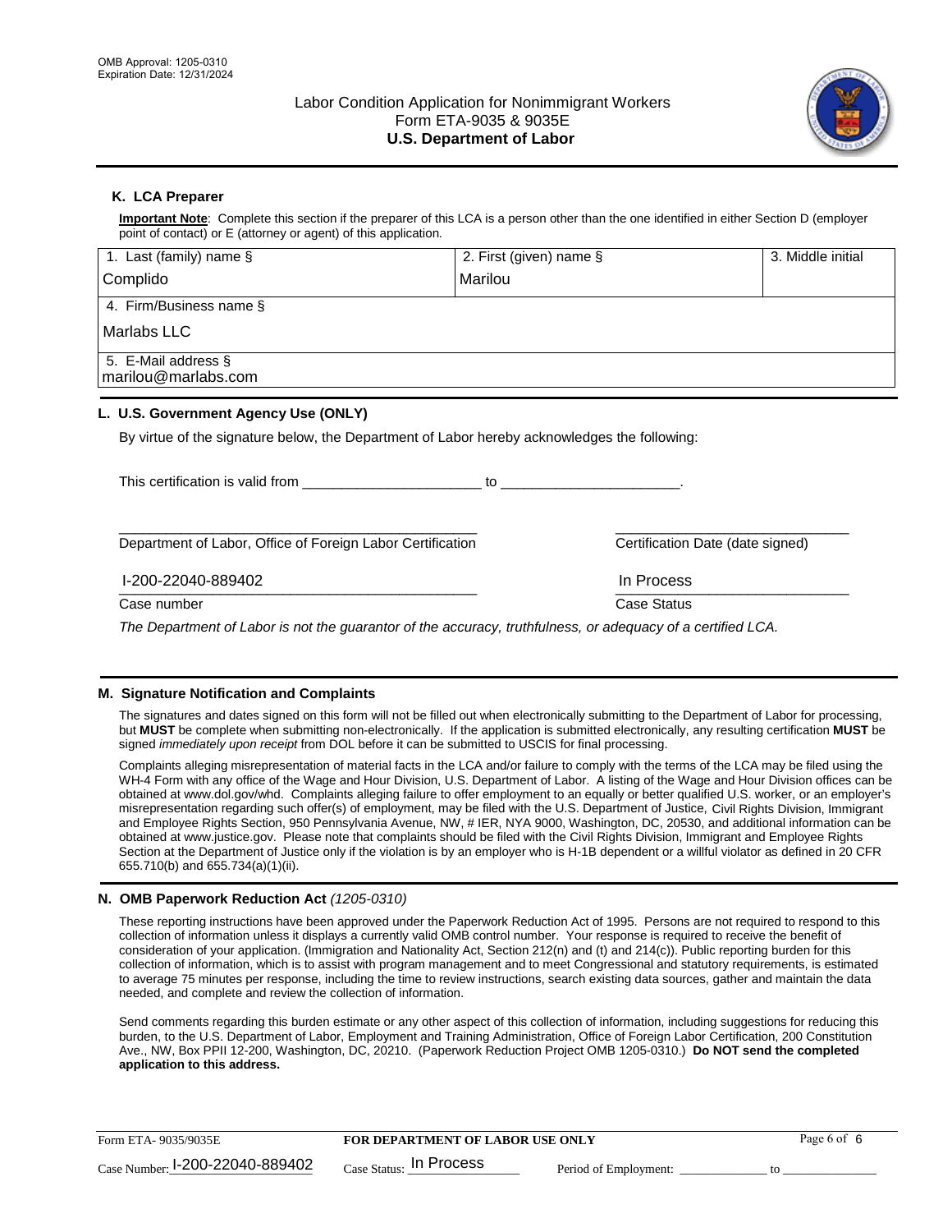OMB Approval: 1205-0310
Expiration Date: 12/31/2024

# Labor Condition Application for Nonimmigrant Workers
Form ETA-9035 & 9035E
**U.S. Department of Labor**

## K. LCA Preparer

**Important Note**: Complete this section if the preparer of this LCA is a person other than the one identified in either Section D (employer point of contact) or E (attorney or agent) of this application.

| 1. Last (family) name § | 2. First (given) name § | 3. Middle initial |
|---|---|---|
| Complido | Marilou | |
| 4. Firm/Business name § | | |
| Marlabs LLC | | |
| 5. E-Mail address § | | |
| marilou@marlabs.com | | |

## L. U.S. Government Agency Use (ONLY)

By virtue of the signature below, the Department of Labor hereby acknowledges the following:

This certification is valid from _______________________ to _______________________.

Department of Labor, Office of Foreign Labor Certification

Certification Date (date signed)

I-200-22040-889402

Case number

In Process

Case Status

*The Department of Labor is not the guarantor of the accuracy, truthfulness, or adequacy of a certified LCA.*

## M. Signature Notification and Complaints

The signatures and dates signed on this form will not be filled out when electronically submitting to the Department of Labor for processing, but **MUST** be complete when submitting non-electronically. If the application is submitted electronically, any resulting certification **MUST** be signed *immediately upon receipt* from DOL before it can be submitted to USCIS for final processing.

Complaints alleging misrepresentation of material facts in the LCA and/or failure to comply with the terms of the LCA may be filed using the WH-4 Form with any office of the Wage and Hour Division, U.S. Department of Labor. A listing of the Wage and Hour Division offices can be obtained at www.dol.gov/whd. Complaints alleging failure to offer employment to an equally or better qualified U.S. worker, or an employer's misrepresentation regarding such offer(s) of employment, may be filed with the U.S. Department of Justice, Civil Rights Division, Immigrant and Employee Rights Section, 950 Pennsylvania Avenue, NW, # IER, NYA 9000, Washington, DC, 20530, and additional information can be obtained at www.justice.gov. Please note that complaints should be filed with the Civil Rights Division, Immigrant and Employee Rights Section at the Department of Justice only if the violation is by an employer who is H-1B dependent or a willful violator as defined in 20 CFR 655.710(b) and 655.734(a)(1)(ii).

## N. OMB Paperwork Reduction Act *(1205-0310)*

These reporting instructions have been approved under the Paperwork Reduction Act of 1995. Persons are not required to respond to this collection of information unless it displays a currently valid OMB control number. Your response is required to receive the benefit of consideration of your application. (Immigration and Nationality Act, Section 212(n) and (t) and 214(c)). Public reporting burden for this collection of information, which is to assist with program management and to meet Congressional and statutory requirements, is estimated to average 75 minutes per response, including the time to review instructions, search existing data sources, gather and maintain the data needed, and complete and review the collection of information.

Send comments regarding this burden estimate or any other aspect of this collection of information, including suggestions for reducing this burden, to the U.S. Department of Labor, Employment and Training Administration, Office of Foreign Labor Certification, 200 Constitution Ave., NW, Box PPII 12-200, Washington, DC, 20210. (Paperwork Reduction Project OMB 1205-0310.) **Do NOT send the completed application to this address.**

Form ETA- 9035/9035E | **FOR DEPARTMENT OF LABOR USE ONLY**

Case Number: I-200-22040-889402 Case Status: In Process Period of Employment: _____________ to _____________